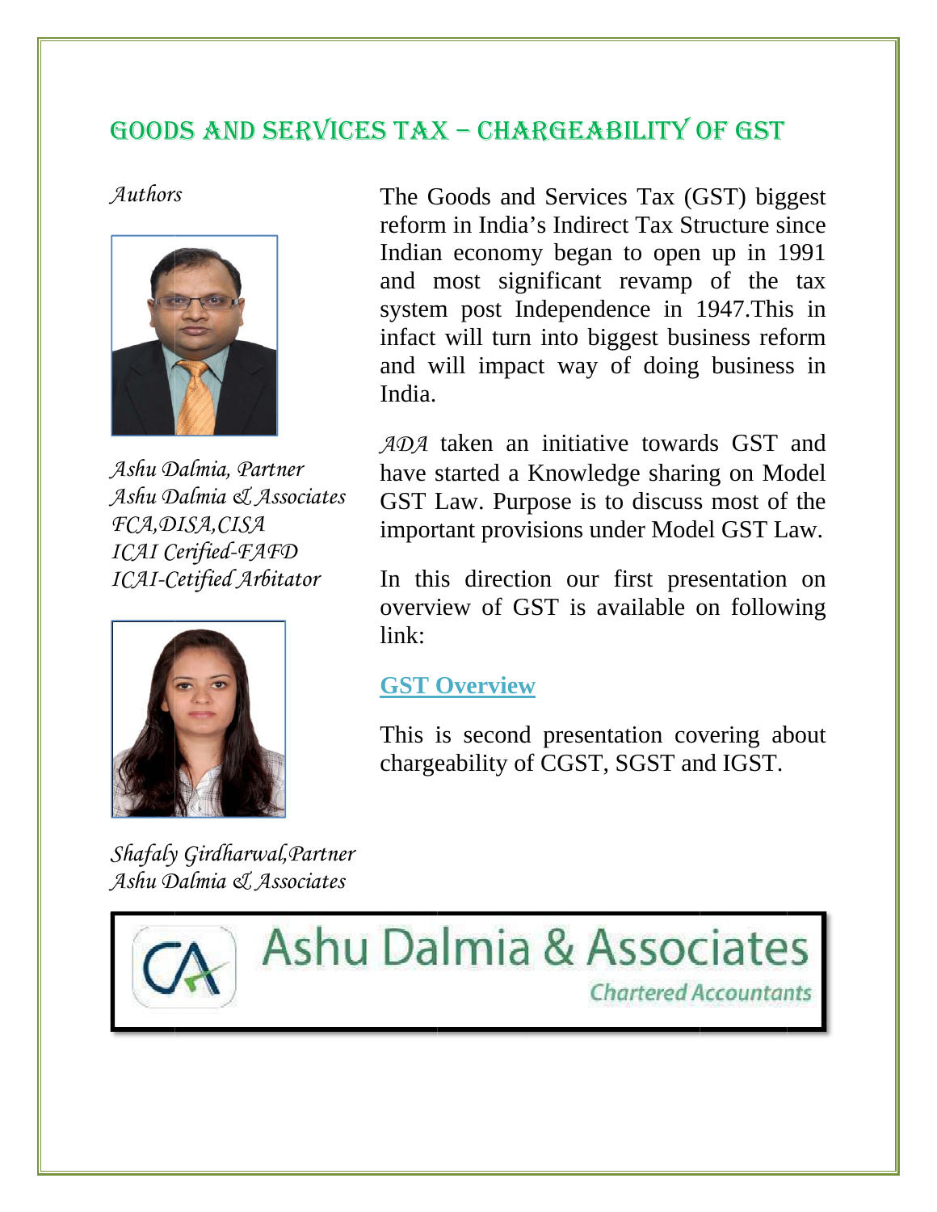# GOODS AND SERVICES TAX – CHARGEABILITY OF GST

*Authors*

*Ashu Dalmia, Partner*
*Ashu Dalmia & Associates*
*FCA,DISA,CISA*
*ICAI Cerified-FAFD*
*ICAI-Cetified Arbitator*

*Shafaly Girdharwal,Partner*
*Ashu Dalmia & Associates*

The Goods and Services Tax (GST) biggest reform in India's Indirect Tax Structure since Indian economy began to open up in 1991 and most significant revamp of the tax system post Independence in 1947.This in infact will turn into biggest business reform and will impact way of doing business in India.

*ADA* taken an initiative towards GST and have started a Knowledge sharing on Model GST Law. Purpose is to discuss most of the important provisions under Model GST Law.

In this direction our first presentation on overview of GST is available on following link:

**GST Overview**

This is second presentation covering about chargeability of CGST, SGST and IGST.

Ashu Dalmia & Associates
Chartered Accountants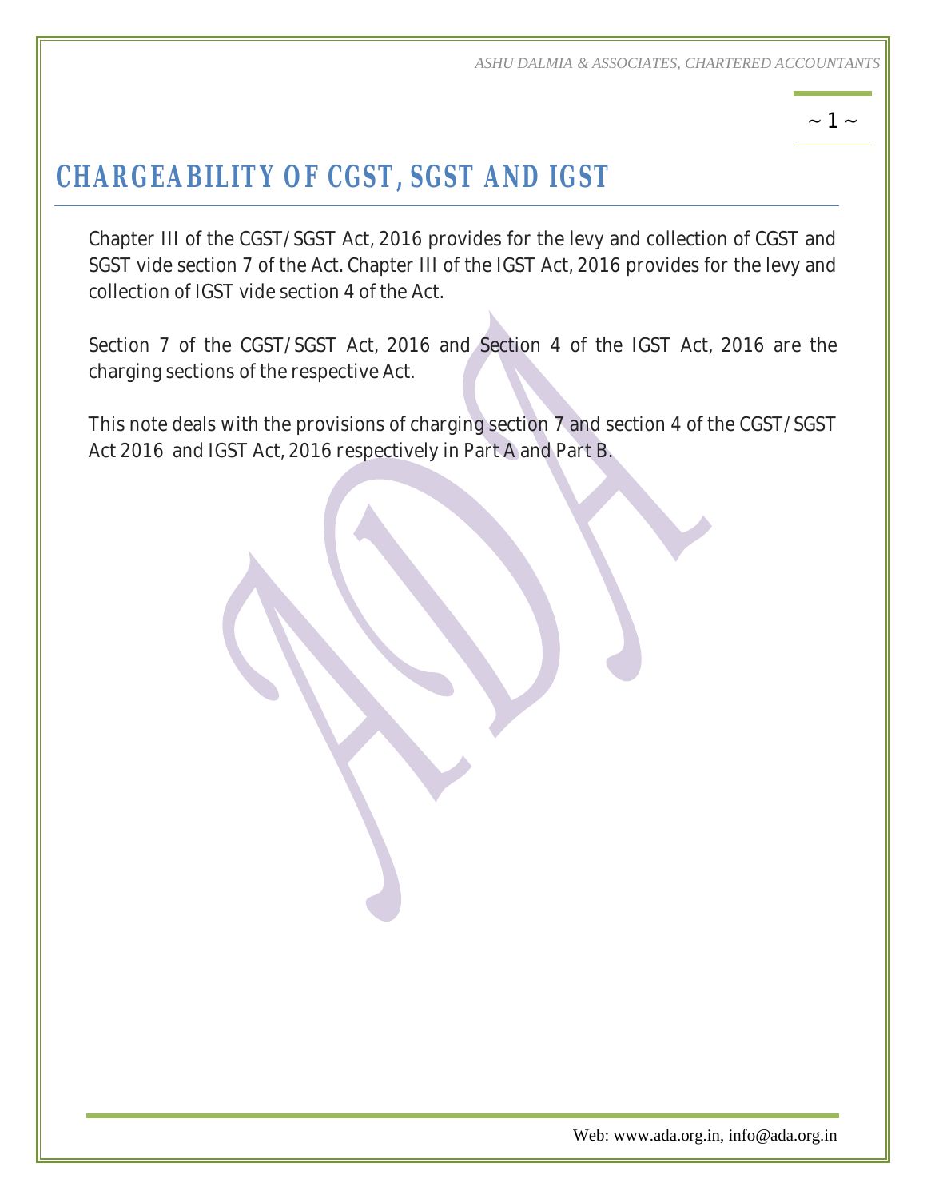# CHARGEABILITY OF CGST, SGST AND IGST

Chapter III of the CGST/SGST Act, 2016 provides for the levy and collection of CGST and SGST vide section 7 of the Act. Chapter III of the IGST Act, 2016 provides for the levy and collection of IGST vide section 4 of the Act.

Section 7 of the CGST/SGST Act, 2016 and Section 4 of the IGST Act, 2016 are the charging sections of the respective Act.

This note deals with the provisions of charging section 7 and section 4 of the CGST/SGST Act 2016 and IGST Act, 2016 respectively in Part A and Part B.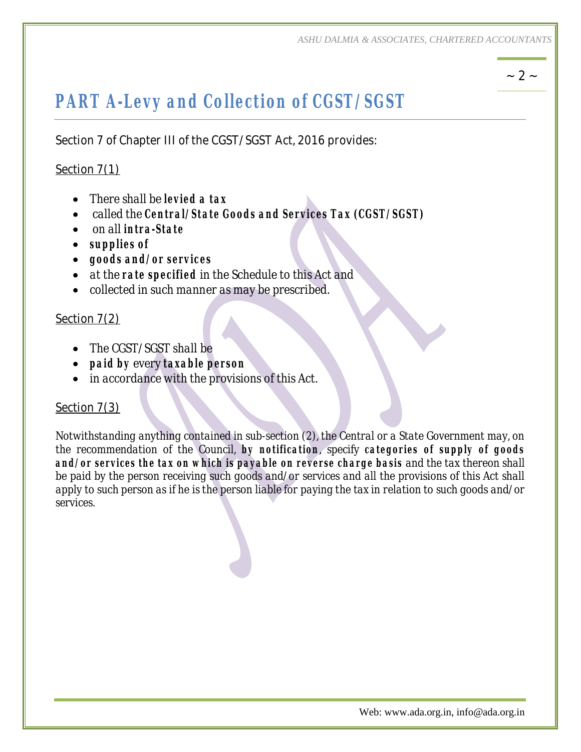# PART A-Levy and Collection of CGST/SGST

Section 7 of Chapter III of the CGST/SGST Act, 2016 provides:

Section 7(1)

- There shall be **levied a tax**
- called the **Central/State Goods and Services Tax (CGST/SGST)**
- on all **intra-State**
- **supplies of**
- **goods and/or services**
- at the **rate specified** in the Schedule to this Act and
- collected in such manner as may be prescribed.

Section 7(2)

- The CGST/SGST shall be
- **paid by** every **taxable person**
- in accordance with the provisions of this Act.

Section 7(3)

Notwithstanding anything contained in sub-section (2), the Central or a State Government may, on the recommendation of the Council, **by notification**, specify **categories of supply of goods and/or services the tax on which is payable on reverse charge basis** and the tax thereon shall be paid by the person receiving such goods and/or services and all the provisions of this Act shall apply to such person as if he is the person liable for paying the tax in relation to such goods and/or services.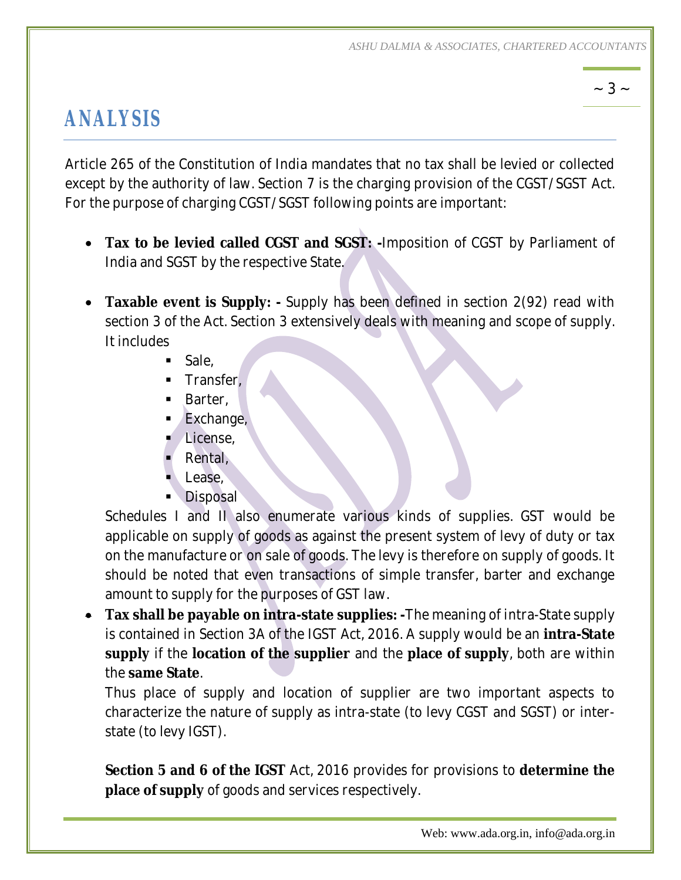# ANALYSIS

Article 265 of the Constitution of India mandates that no tax shall be levied or collected except by the authority of law. Section 7 is the charging provision of the CGST/SGST Act. For the purpose of charging CGST/SGST following points are important:

- **Tax to be levied called CGST and SGST: -**Imposition of CGST by Parliament of India and SGST by the respective State.

- **Taxable event is Supply: -** Supply has been defined in section 2(92) read with section 3 of the Act. Section 3 extensively deals with meaning and scope of supply. It includes
  - Sale,
  - Transfer,
  - Barter,
  - Exchange,
  - License,
  - Rental,
  - Lease,
  - Disposal

  Schedules I and II also enumerate various kinds of supplies. GST would be applicable on supply of goods as against the present system of levy of duty or tax on the manufacture or on sale of goods. The levy is therefore on supply of goods. It should be noted that even transactions of simple transfer, barter and exchange amount to supply for the purposes of GST law.

- **Tax shall be payable on intra-state supplies: -**The meaning of intra-State supply is contained in Section 3A of the IGST Act, 2016. A supply would be an **intra-State supply** if the **location of the supplier** and the **place of supply**, both are within the **same State**.

  Thus place of supply and location of supplier are two important aspects to characterize the nature of supply as intra-state (to levy CGST and SGST) or inter-state (to levy IGST).

  **Section 5 and 6 of the IGST** Act, 2016 provides for provisions to **determine the place of supply** of goods and services respectively.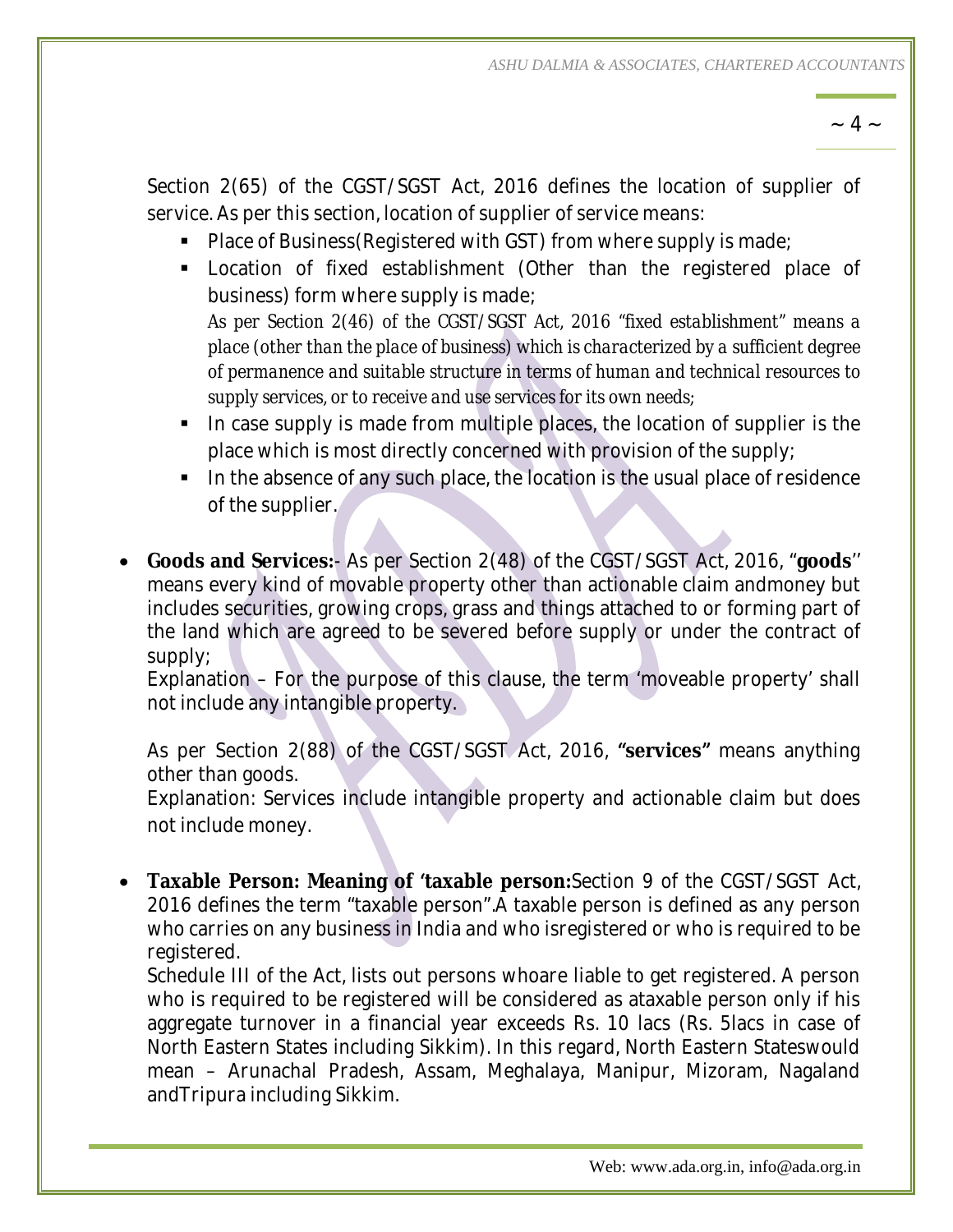Section 2(65) of the CGST/SGST Act, 2016 defines the location of supplier of service. As per this section, location of supplier of service means:

- Place of Business(Registered with GST) from where supply is made;
- Location of fixed establishment (Other than the registered place of business) form where supply is made;
  *As per Section 2(46) of the CGST/SGST Act, 2016 "fixed establishment" means a place (other than the place of business) which is characterized by a sufficient degree of permanence and suitable structure in terms of human and technical resources to supply services, or to receive and use services for its own needs;*
- In case supply is made from multiple places, the location of supplier is the place which is most directly concerned with provision of the supply;
- In the absence of any such place, the location is the usual place of residence of the supplier.

- **Goods and Services:**- As per Section 2(48) of the CGST/SGST Act, 2016, "**goods**'' means every kind of movable property other than actionable claim andmoney but includes securities, growing crops, grass and things attached to or forming part of the land which are agreed to be severed before supply or under the contract of supply;

  Explanation – For the purpose of this clause, the term 'moveable property' shall not include any intangible property.

  As per Section 2(88) of the CGST/SGST Act, 2016, **"services"** means anything other than goods.

  Explanation: Services include intangible property and actionable claim but does not include money.

- **Taxable Person: Meaning of 'taxable person:**Section 9 of the CGST/SGST Act, 2016 defines the term "taxable person".A taxable person is defined as any person who carries on any business in India and who isregistered or who is required to be registered.

  Schedule III of the Act, lists out persons whoare liable to get registered. A person who is required to be registered will be considered as ataxable person only if his aggregate turnover in a financial year exceeds Rs. 10 lacs (Rs. 5lacs in case of North Eastern States including Sikkim). In this regard, North Eastern Stateswould mean – Arunachal Pradesh, Assam, Meghalaya, Manipur, Mizoram, Nagaland andTripura including Sikkim.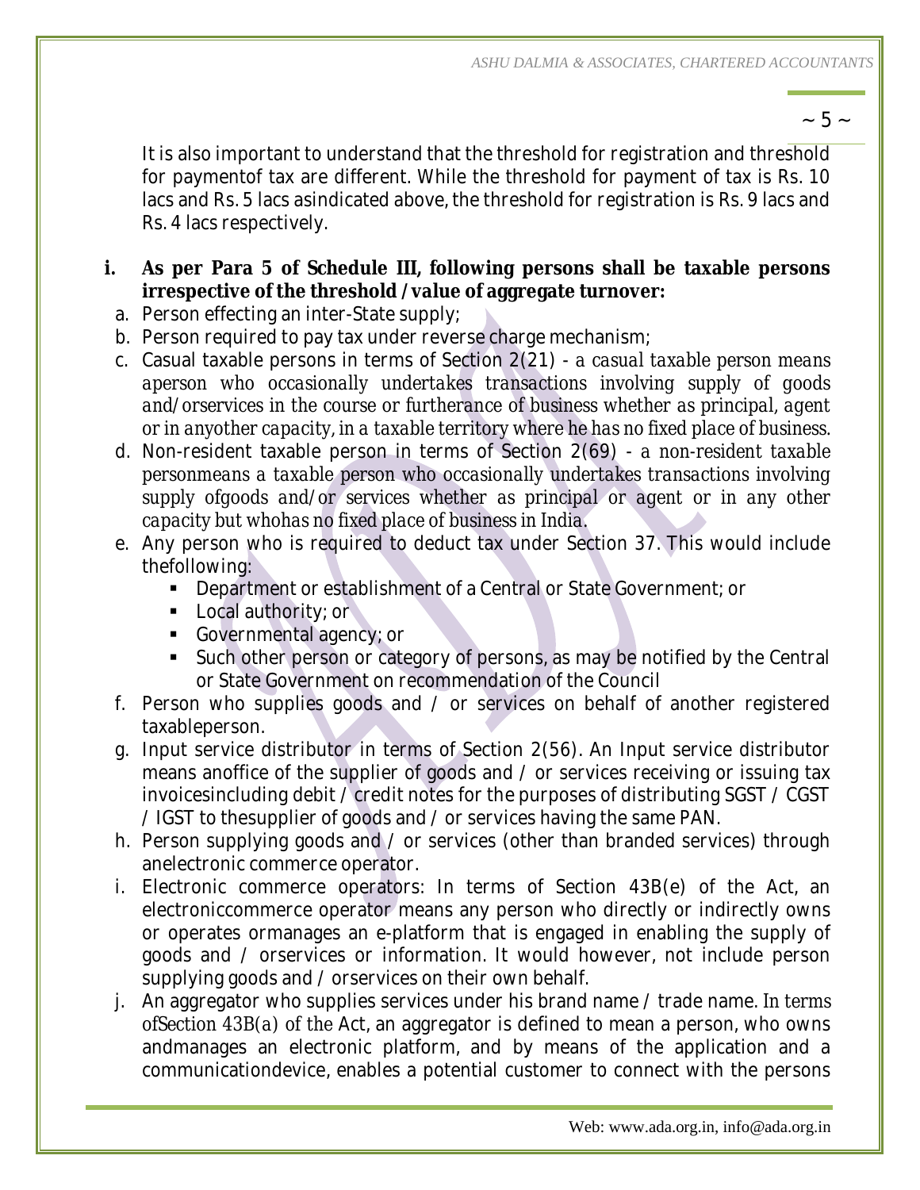It is also important to understand that the threshold for registration and threshold for paymentof tax are different. While the threshold for payment of tax is Rs. 10 lacs and Rs. 5 lacs asindicated above, the threshold for registration is Rs. 9 lacs and Rs. 4 lacs respectively.

**i. As per Para 5 of Schedule III, following persons shall be taxable persons irrespective of the threshold /value of aggregate turnover:**

a. Person effecting an inter-State supply;

b. Person required to pay tax under reverse charge mechanism;

c. Casual taxable persons in terms of Section 2(21) - *a casual taxable person means aperson who occasionally undertakes transactions involving supply of goods and/orservices in the course or furtherance of business whether as principal, agent or in anyother capacity, in a taxable territory where he has no fixed place of business.*

d. Non-resident taxable person in terms of Section 2(69) - *a non-resident taxable personmeans a taxable person who occasionally undertakes transactions involving supply ofgoods and/or services whether as principal or agent or in any other capacity but whohas no fixed place of business in India.*

e. Any person who is required to deduct tax under Section 37. This would include thefollowing:
   - Department or establishment of a Central or State Government; or
   - Local authority; or
   - Governmental agency; or
   - Such other person or category of persons, as may be notified by the Central or State Government on recommendation of the Council

f. Person who supplies goods and / or services on behalf of another registered taxableperson.

g. Input service distributor in terms of Section 2(56). An Input service distributor means anoffice of the supplier of goods and / or services receiving or issuing tax invoicesincluding debit / credit notes for the purposes of distributing SGST / CGST / IGST to thesupplier of goods and / or services having the same PAN.

h. Person supplying goods and / or services (other than branded services) through anelectronic commerce operator.

i. Electronic commerce operators: In terms of Section 43B(e) of the Act, an electroniccommerce operator means any person who directly or indirectly owns or operates ormanages an e-platform that is engaged in enabling the supply of goods and / orservices or information. It would however, not include person supplying goods and / orservices on their own behalf.

j. An aggregator who supplies services under his brand name / trade name. In terms ofSection 43B(a) of the Act, an aggregator is defined to mean a person, who owns andmanages an electronic platform, and by means of the application and a communicationdevice, enables a potential customer to connect with the persons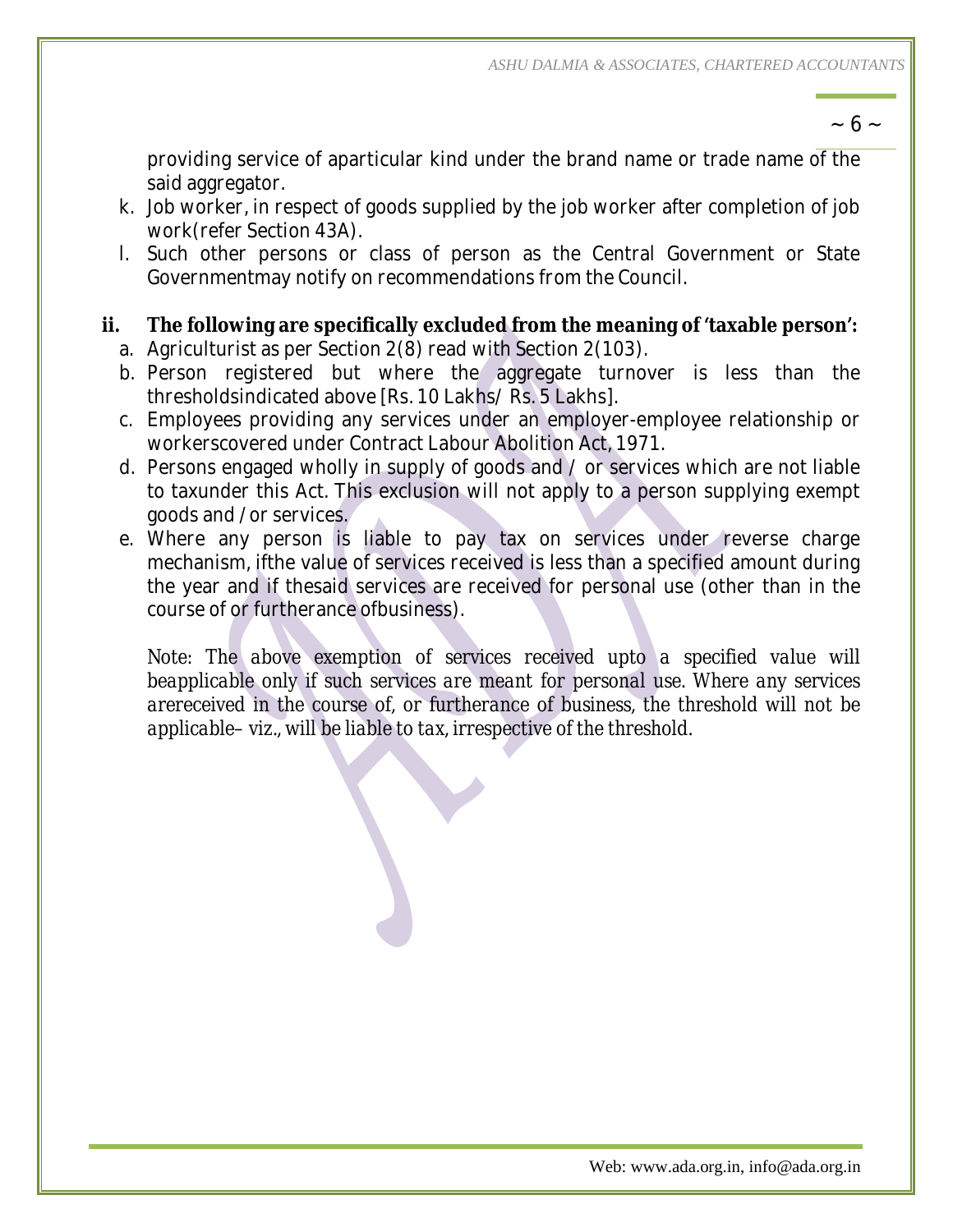providing service of aparticular kind under the brand name or trade name of the said aggregator.

k. Job worker, in respect of goods supplied by the job worker after completion of job work(refer Section 43A).
l. Such other persons or class of person as the Central Government or State Governmentmay notify on recommendations from the Council.

**ii. The following are specifically excluded from the meaning of 'taxable person':**

a. Agriculturist as per Section 2(8) read with Section 2(103).
b. Person registered but where the aggregate turnover is less than the thresholdsindicated above [Rs. 10 Lakhs/ Rs. 5 Lakhs].
c. Employees providing any services under an employer-employee relationship or workerscovered under Contract Labour Abolition Act, 1971.
d. Persons engaged wholly in supply of goods and / or services which are not liable to taxunder this Act. This exclusion will not apply to a person supplying exempt goods and / or services.
e. Where any person is liable to pay tax on services under reverse charge mechanism, ifthe value of services received is less than a specified amount during the year and if thesaid services are received for personal use (other than in the course of or furtherance ofbusiness).

*Note: The above exemption of services received upto a specified value will beapplicable only if such services are meant for personal use. Where any services arereceived in the course of, or furtherance of business, the threshold will not be applicable– viz., will be liable to tax, irrespective of the threshold.*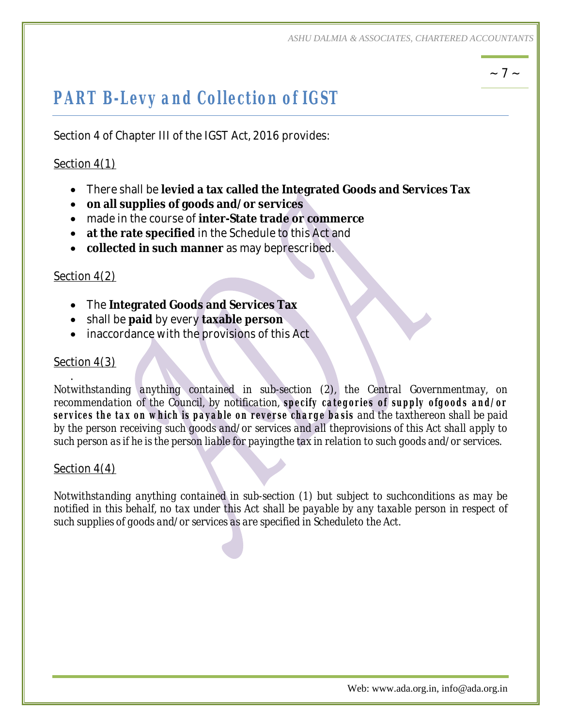## PART B-Levy and Collection of IGST

Section 4 of Chapter III of the IGST Act, 2016 provides:

Section 4(1)

- There shall be **levied a tax called the Integrated Goods and Services Tax**
- **on all supplies of goods and/or services**
- made in the course of **inter-State trade or commerce**
- **at the rate specified** in the Schedule to this Act and
- **collected in such manner** as may beprescribed.

Section 4(2)

- The **Integrated Goods and Services Tax**
- shall be **paid** by every **taxable person**
- inaccordance with the provisions of this Act

Section 4(3)

.

*Notwithstanding anything contained in sub-section (2), the Central Governmentmay, on recommendation of the Council, by notification,* ***specify categories of supply ofgoods and/or services the tax on which is payable on reverse charge basis*** *and the taxthereon shall be paid by the person receiving such goods and/or services and all theprovisions of this Act shall apply to such person as if he is the person liable for payingthe tax in relation to such goods and/or services.*

Section 4(4)

*Notwithstanding anything contained in sub-section (1) but subject to suchconditions as may be notified in this behalf, no tax under this Act shall be payable by any taxable person in respect of such supplies of goods and/or services as are specified in Scheduleto the Act.*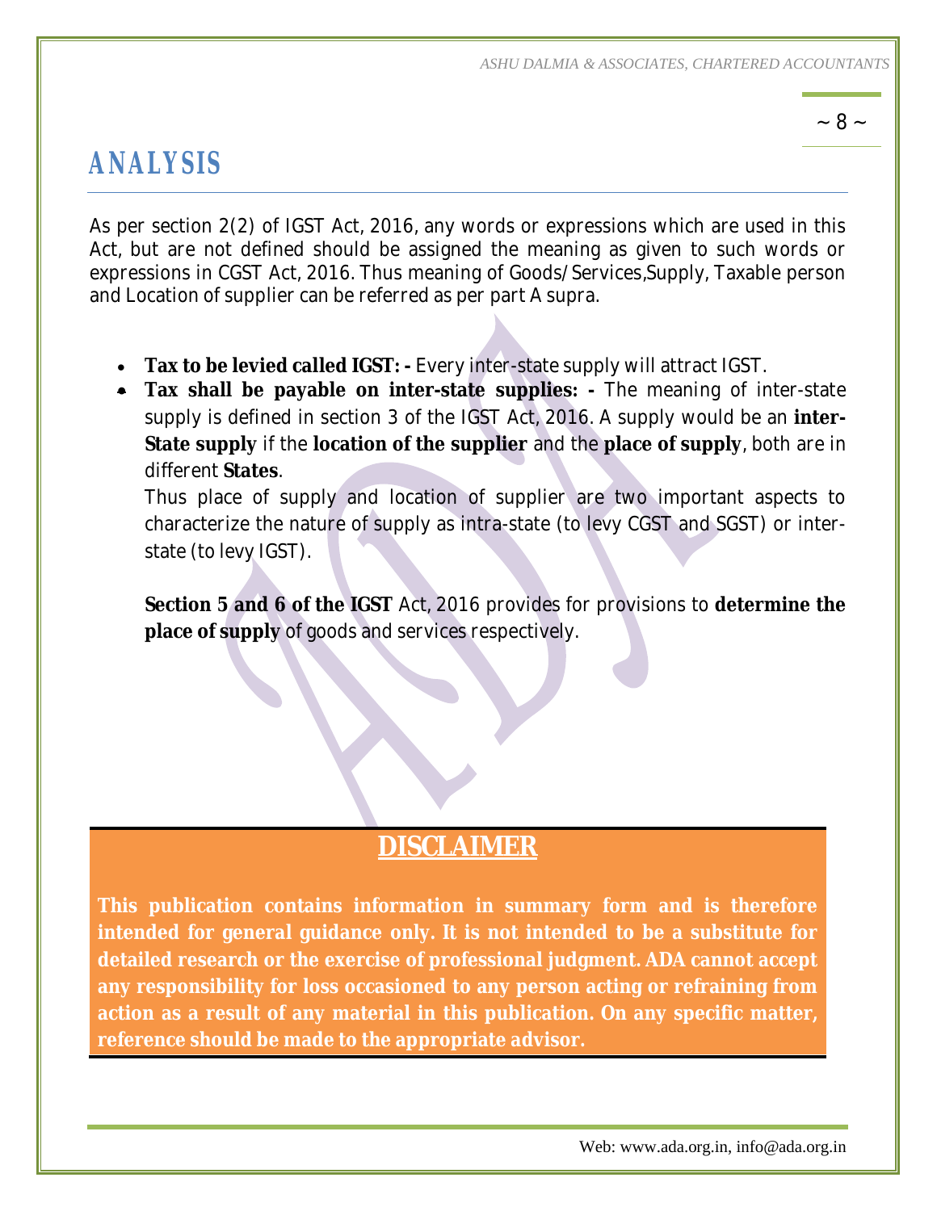# ANALYSIS

As per section 2(2) of IGST Act, 2016, any words or expressions which are used in this Act, but are not defined should be assigned the meaning as given to such words or expressions in CGST Act, 2016. Thus meaning of Goods/Services,Supply, Taxable person and Location of supplier can be referred as per part A supra.

- **Tax to be levied called IGST: -** Every inter-state supply will attract IGST.
- **Tax shall be payable on inter-state supplies: -** The meaning of inter-state supply is defined in section 3 of the IGST Act, 2016. A supply would be an **inter-State supply** if the **location of the supplier** and the **place of suppl**y, both are in different **States**.

  Thus place of supply and location of supplier are two important aspects to characterize the nature of supply as intra-state (to levy CGST and SGST) or inter-state (to levy IGST).

  **Section 5 and 6 of the IGST** Act, 2016 provides for provisions to **determine the place of supply** of goods and services respectively.

## DISCLAIMER

**This publication contains information in summary form and is therefore intended for general guidance only. It is not intended to be a substitute for detailed research or the exercise of professional judgment. ADA cannot accept any responsibility for loss occasioned to any person acting or refraining from action as a result of any material in this publication. On any specific matter, reference should be made to the appropriate advisor.**